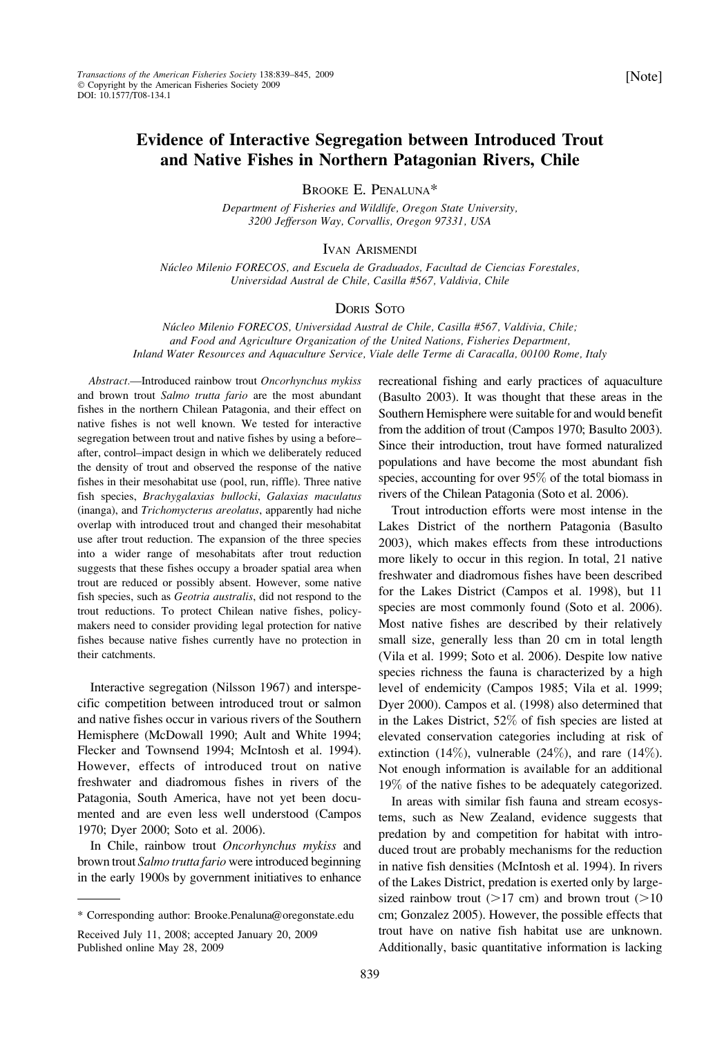[Note]

# Evidence of Interactive Segregation between Introduced Trout and Native Fishes in Northern Patagonian Rivers, Chile

Brooke E. Penaluna*

*Department of Fisheries and Wildlife, Oregon State University, 3200 Jefferson Way, Corvallis, Oregon 97331, USA*

Ivan Arismendi

*Núcleo Milenio FORECOS, and Escuela de Graduados, Facultad de Ciencias Forestales, Universidad Austral de Chile, Casilla #567, Valdivia, Chile*

Doris Soto

*Núcleo Milenio FORECOS, Universidad Austral de Chile, Casilla #567, Valdivia, Chile; and Food and Agriculture Organization of the United Nations, Fisheries Department, Inland Water Resources and Aquaculture Service, Viale delle Terme di Caracalla, 00100 Rome, Italy*

*Abstract.*—Introduced rainbow trout *Oncorhynchus mykiss* and brown trout *Salmo trutta fario* are the most abundant fishes in the northern Chilean Patagonia, and their effect on native fishes is not well known. We tested for interactive segregation between trout and native fishes by using a before–after, control–impact design in which we deliberately reduced the density of trout and observed the response of the native fishes in their mesohabitat use (pool, run, riffle). Three native fish species, *Brachygalaxias bullocki*, *Galaxias maculatus* (inanga), and *Trichomycterus areolatus*, apparently had niche overlap with introduced trout and changed their mesohabitat use after trout reduction. The expansion of the three species into a wider range of mesohabitats after trout reduction suggests that these fishes occupy a broader spatial area when trout are reduced or possibly absent. However, some native fish species, such as *Geotria australis*, did not respond to the trout reductions. To protect Chilean native fishes, policymakers need to consider providing legal protection for native fishes because native fishes currently have no protection in their catchments.

Interactive segregation (Nilsson 1967) and interspecific competition between introduced trout or salmon and native fishes occur in various rivers of the Southern Hemisphere (McDowall 1990; Ault and White 1994; Flecker and Townsend 1994; McIntosh et al. 1994). However, effects of introduced trout on native freshwater and diadromous fishes in rivers of the Patagonia, South America, have not yet been documented and are even less well understood (Campos 1970; Dyer 2000; Soto et al. 2006).

In Chile, rainbow trout *Oncorhynchus mykiss* and brown trout *Salmo trutta fario* were introduced beginning in the early 1900s by government initiatives to enhance recreational fishing and early practices of aquaculture (Basulto 2003). It was thought that these areas in the Southern Hemisphere were suitable for and would benefit from the addition of trout (Campos 1970; Basulto 2003). Since their introduction, trout have formed naturalized populations and have become the most abundant fish species, accounting for over 95% of the total biomass in rivers of the Chilean Patagonia (Soto et al. 2006).

Trout introduction efforts were most intense in the Lakes District of the northern Patagonia (Basulto 2003), which makes effects from these introductions more likely to occur in this region. In total, 21 native freshwater and diadromous fishes have been described for the Lakes District (Campos et al. 1998), but 11 species are most commonly found (Soto et al. 2006). Most native fishes are described by their relatively small size, generally less than 20 cm in total length (Vila et al. 1999; Soto et al. 2006). Despite low native species richness the fauna is characterized by a high level of endemicity (Campos 1985; Vila et al. 1999; Dyer 2000). Campos et al. (1998) also determined that in the Lakes District, 52% of fish species are listed at elevated conservation categories including at risk of extinction (14%), vulnerable (24%), and rare (14%). Not enough information is available for an additional 19% of the native fishes to be adequately categorized.

In areas with similar fish fauna and stream ecosystems, such as New Zealand, evidence suggests that predation by and competition for habitat with introduced trout are probably mechanisms for the reduction in native fish densities (McIntosh et al. 1994). In rivers of the Lakes District, predation is exerted only by large-sized rainbow trout (>17 cm) and brown trout (>10 cm; Gonzalez 2005). However, the possible effects that trout have on native fish habitat use are unknown. Additionally, basic quantitative information is lacking

* Corresponding author: Brooke.Penaluna@oregonstate.edu

Received July 11, 2008; accepted January 20, 2009
Published online May 28, 2009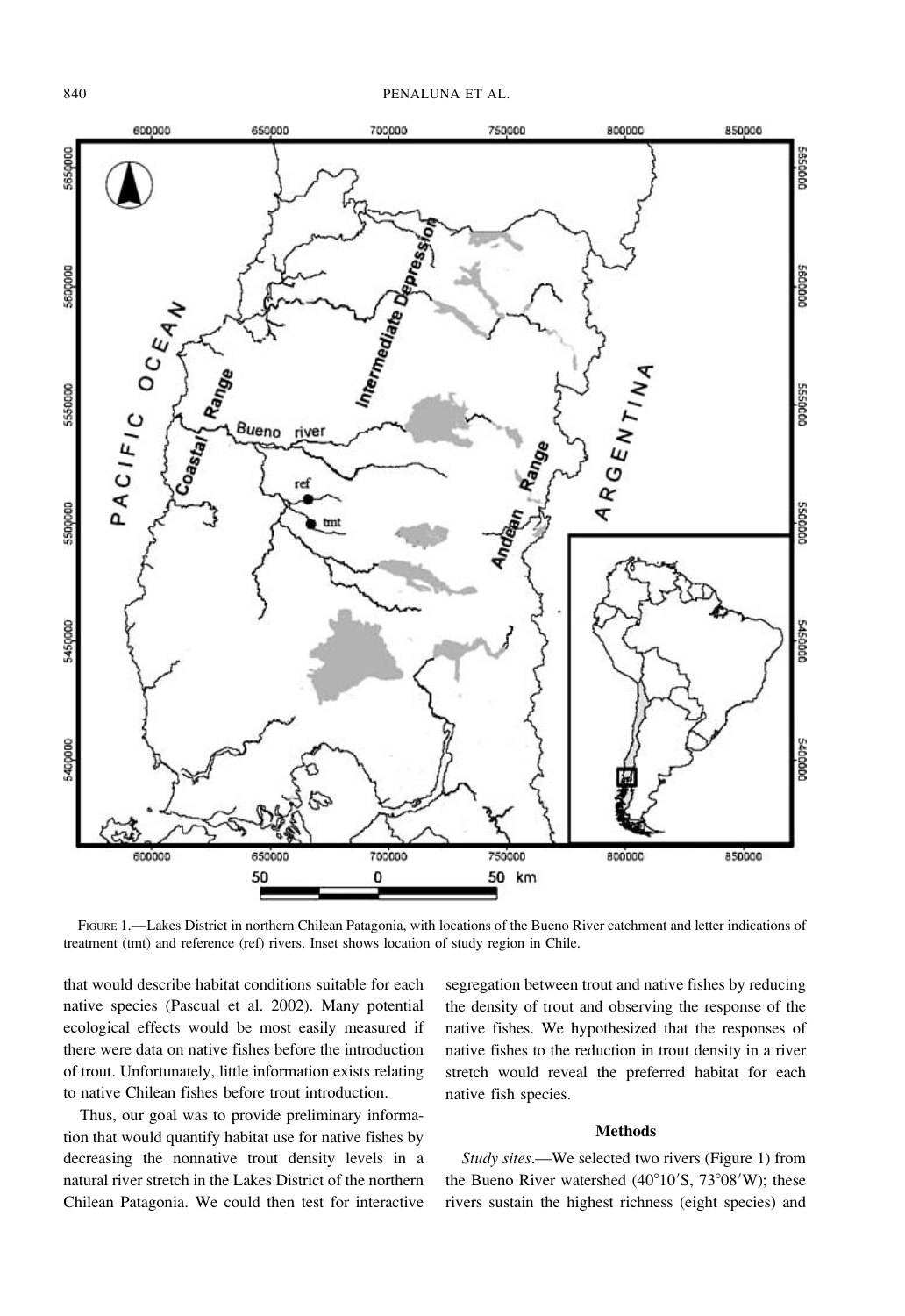FIGURE 1.—Lakes District in northern Chilean Patagonia, with locations of the Bueno River catchment and letter indications of treatment (tmt) and reference (ref) rivers. Inset shows location of study region in Chile.

that would describe habitat conditions suitable for each native species (Pascual et al. 2002). Many potential ecological effects would be most easily measured if there were data on native fishes before the introduction of trout. Unfortunately, little information exists relating to native Chilean fishes before trout introduction.

Thus, our goal was to provide preliminary information that would quantify habitat use for native fishes by decreasing the nonnative trout density levels in a natural river stretch in the Lakes District of the northern Chilean Patagonia. We could then test for interactive segregation between trout and native fishes by reducing the density of trout and observing the response of the native fishes. We hypothesized that the responses of native fishes to the reduction in trout density in a river stretch would reveal the preferred habitat for each native fish species.

## Methods

*Study sites*.—We selected two rivers (Figure 1) from the Bueno River watershed (40°10′S, 73°08′W); these rivers sustain the highest richness (eight species) and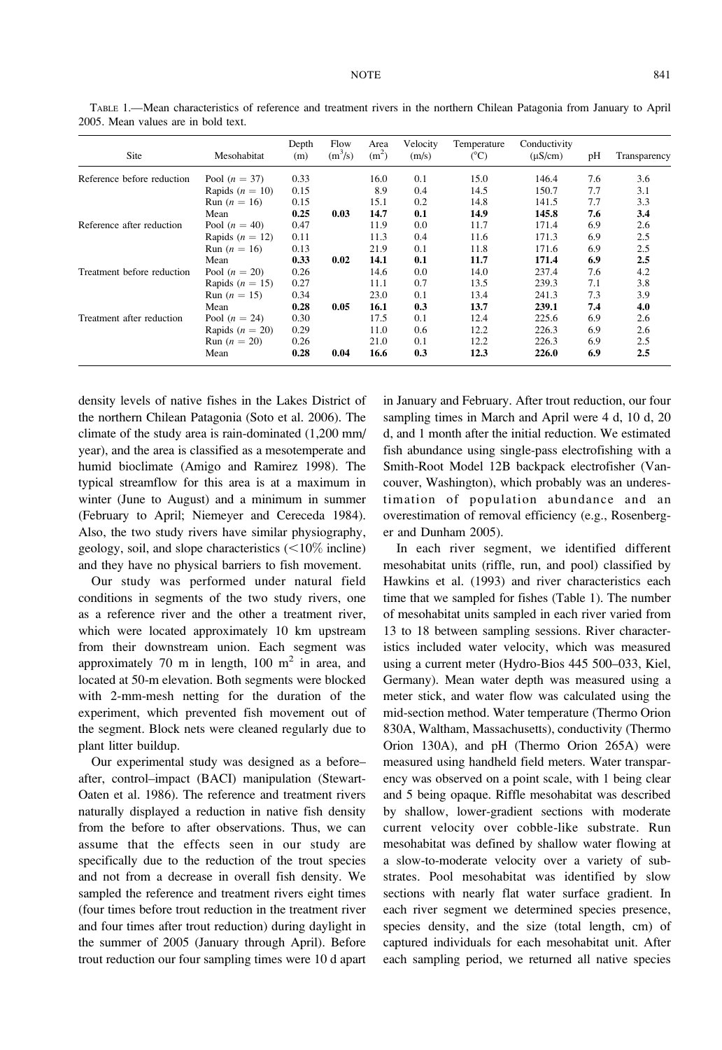TABLE 1.—Mean characteristics of reference and treatment rivers in the northern Chilean Patagonia from January to April 2005. Mean values are in bold text.

| Site | Mesohabitat | Depth (m) | Flow ($m^3$/s) | Area ($m^2$) | Velocity (m/s) | Temperature (°C) | Conductivity (μS/cm) | pH | Transparency |
|---|---|---|---|---|---|---|---|---|---|
| Reference before reduction | Pool ($n$ = 37) | 0.33 | | 16.0 | 0.1 | 15.0 | 146.4 | 7.6 | 3.6 |
| | Rapids ($n$ = 10) | 0.15 | | 8.9 | 0.4 | 14.5 | 150.7 | 7.7 | 3.1 |
| | Run ($n$ = 16) | 0.15 | | 15.1 | 0.2 | 14.8 | 141.5 | 7.7 | 3.3 |
| | Mean | **0.25** | **0.03** | **14.7** | **0.1** | **14.9** | **145.8** | **7.6** | **3.4** |
| Reference after reduction | Pool ($n$ = 40) | 0.47 | | 11.9 | 0.0 | 11.7 | 171.4 | 6.9 | 2.6 |
| | Rapids ($n$ = 12) | 0.11 | | 11.3 | 0.4 | 11.6 | 171.3 | 6.9 | 2.5 |
| | Run ($n$ = 16) | 0.13 | | 21.9 | 0.1 | 11.8 | 171.6 | 6.9 | 2.5 |
| | Mean | **0.33** | **0.02** | **14.1** | **0.1** | **11.7** | **171.4** | **6.9** | **2.5** |
| Treatment before reduction | Pool ($n$ = 20) | 0.26 | | 14.6 | 0.0 | 14.0 | 237.4 | 7.6 | 4.2 |
| | Rapids ($n$ = 15) | 0.27 | | 11.1 | 0.7 | 13.5 | 239.3 | 7.1 | 3.8 |
| | Run ($n$ = 15) | 0.34 | | 23.0 | 0.1 | 13.4 | 241.3 | 7.3 | 3.9 |
| | Mean | **0.28** | **0.05** | **16.1** | **0.3** | **13.7** | **239.1** | **7.4** | **4.0** |
| Treatment after reduction | Pool ($n$ = 24) | 0.30 | | 17.5 | 0.1 | 12.4 | 225.6 | 6.9 | 2.6 |
| | Rapids ($n$ = 20) | 0.29 | | 11.0 | 0.6 | 12.2 | 226.3 | 6.9 | 2.6 |
| | Run ($n$ = 20) | 0.26 | | 21.0 | 0.1 | 12.2 | 226.3 | 6.9 | 2.5 |
| | Mean | **0.28** | **0.04** | **16.6** | **0.3** | **12.3** | **226.0** | **6.9** | **2.5** |

density levels of native fishes in the Lakes District of the northern Chilean Patagonia (Soto et al. 2006). The climate of the study area is rain-dominated (1,200 mm/year), and the area is classified as a mesotemperate and humid bioclimate (Amigo and Ramirez 1998). The typical streamflow for this area is at a maximum in winter (June to August) and a minimum in summer (February to April; Niemeyer and Cereceda 1984). Also, the two study rivers have similar physiography, geology, soil, and slope characteristics (<10% incline) and they have no physical barriers to fish movement.

Our study was performed under natural field conditions in segments of the two study rivers, one as a reference river and the other a treatment river, which were located approximately 10 km upstream from their downstream union. Each segment was approximately 70 m in length, 100 $m^2$ in area, and located at 50-m elevation. Both segments were blocked with 2-mm-mesh netting for the duration of the experiment, which prevented fish movement out of the segment. Block nets were cleaned regularly due to plant litter buildup.

Our experimental study was designed as a before–after, control–impact (BACI) manipulation (Stewart-Oaten et al. 1986). The reference and treatment rivers naturally displayed a reduction in native fish density from the before to after observations. Thus, we can assume that the effects seen in our study are specifically due to the reduction of the trout species and not from a decrease in overall fish density. We sampled the reference and treatment rivers eight times (four times before trout reduction in the treatment river and four times after trout reduction) during daylight in the summer of 2005 (January through April). Before trout reduction our four sampling times were 10 d apart in January and February. After trout reduction, our four sampling times in March and April were 4 d, 10 d, 20 d, and 1 month after the initial reduction. We estimated fish abundance using single-pass electrofishing with a Smith-Root Model 12B backpack electrofisher (Vancouver, Washington), which probably was an underestimation of population abundance and an overestimation of removal efficiency (e.g., Rosenberger and Dunham 2005).

In each river segment, we identified different mesohabitat units (riffle, run, and pool) classified by Hawkins et al. (1993) and river characteristics each time that we sampled for fishes (Table 1). The number of mesohabitat units sampled in each river varied from 13 to 18 between sampling sessions. River characteristics included water velocity, which was measured using a current meter (Hydro-Bios 445 500–033, Kiel, Germany). Mean water depth was measured using a meter stick, and water flow was calculated using the mid-section method. Water temperature (Thermo Orion 830A, Waltham, Massachusetts), conductivity (Thermo Orion 130A), and pH (Thermo Orion 265A) were measured using handheld field meters. Water transparency was observed on a point scale, with 1 being clear and 5 being opaque. Riffle mesohabitat was described by shallow, lower-gradient sections with moderate current velocity over cobble-like substrate. Run mesohabitat was defined by shallow water flowing at a slow-to-moderate velocity over a variety of substrates. Pool mesohabitat was identified by slow sections with nearly flat water surface gradient. In each river segment we determined species presence, species density, and the size (total length, cm) of captured individuals for each mesohabitat unit. After each sampling period, we returned all native species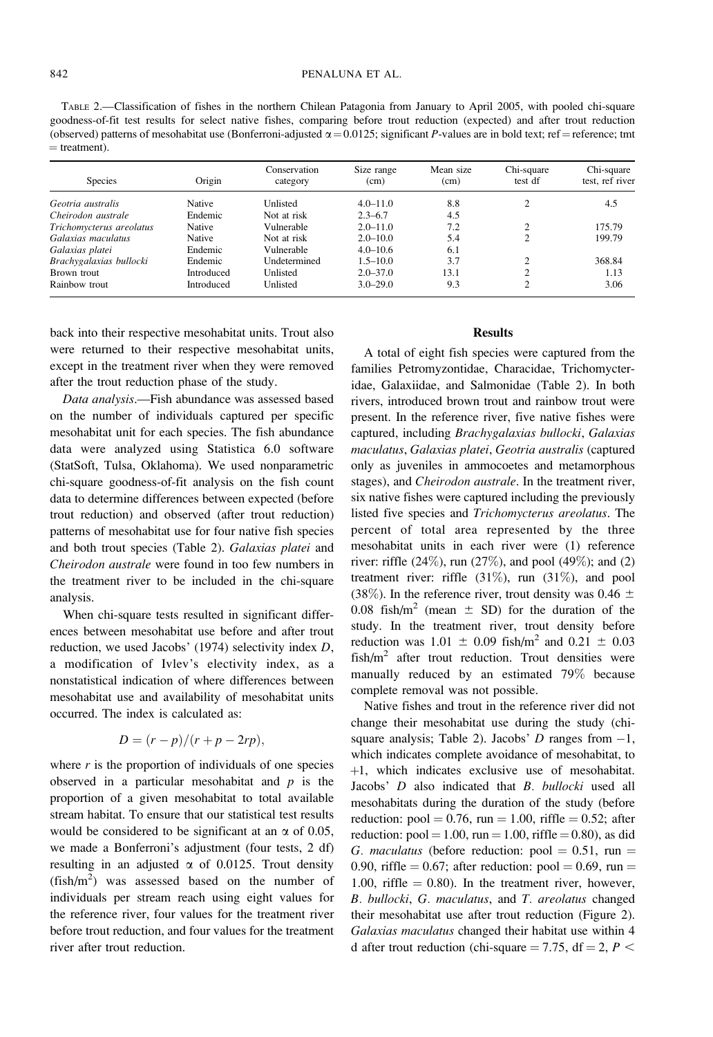TABLE 2.—Classification of fishes in the northern Chilean Patagonia from January to April 2005, with pooled chi-square goodness-of-fit test results for select native fishes, comparing before trout reduction (expected) and after trout reduction (observed) patterns of mesohabitat use (Bonferroni-adjusted $\alpha = 0.0125$; significant *P*-values are in bold text; ref = reference; tmt = treatment).

| Species | Origin | Conservation category | Size range (cm) | Mean size (cm) | Chi-square test df | Chi-square test, ref river |
|---|---|---|---|---|---|---|
| *Geotria australis* | Native | Unlisted | 4.0–11.0 | 8.8 | 2 | 4.5 |
| *Cheirodon australe* | Endemic | Not at risk | 2.3–6.7 | 4.5 | | |
| *Trichomycterus areolatus* | Native | Vulnerable | 2.0–11.0 | 7.2 | 2 | 175.79 |
| *Galaxias maculatus* | Native | Not at risk | 2.0–10.0 | 5.4 | 2 | 199.79 |
| *Galaxias platei* | Endemic | Vulnerable | 4.0–10.6 | 6.1 | | |
| *Brachygalaxias bullocki* | Endemic | Undetermined | 1.5–10.0 | 3.7 | 2 | 368.84 |
| Brown trout | Introduced | Unlisted | 2.0–37.0 | 13.1 | 2 | 1.13 |
| Rainbow trout | Introduced | Unlisted | 3.0–29.0 | 9.3 | 2 | 3.06 |

back into their respective mesohabitat units. Trout also were returned to their respective mesohabitat units, except in the treatment river when they were removed after the trout reduction phase of the study.

*Data analysis*.—Fish abundance was assessed based on the number of individuals captured per specific mesohabitat unit for each species. The fish abundance data were analyzed using Statistica 6.0 software (StatSoft, Tulsa, Oklahoma). We used nonparametric chi-square goodness-of-fit analysis on the fish count data to determine differences between expected (before trout reduction) and observed (after trout reduction) patterns of mesohabitat use for four native fish species and both trout species (Table 2). *Galaxias platei* and *Cheirodon australe* were found in too few numbers in the treatment river to be included in the chi-square analysis.

When chi-square tests resulted in significant differences between mesohabitat use before and after trout reduction, we used Jacobs' (1974) selectivity index *D*, a modification of Ivlev's electivity index, as a nonstatistical indication of where differences between mesohabitat use and availability of mesohabitat units occurred. The index is calculated as:

$$D = (r - p)/(r + p - 2rp),$$

where $r$ is the proportion of individuals of one species observed in a particular mesohabitat and $p$ is the proportion of a given mesohabitat to total available stream habitat. To ensure that our statistical test results would be considered to be significant at an $\alpha$ of 0.05, we made a Bonferroni's adjustment (four tests, 2 df) resulting in an adjusted $\alpha$ of 0.0125. Trout density (fish/m$^2$) was assessed based on the number of individuals per stream reach using eight values for the reference river, four values for the treatment river before trout reduction, and four values for the treatment river after trout reduction.

## Results

A total of eight fish species were captured from the families Petromyzontidae, Characidae, Trichomycteridae, Galaxiidae, and Salmonidae (Table 2). In both rivers, introduced brown trout and rainbow trout were present. In the reference river, five native fishes were captured, including *Brachygalaxias bullocki*, *Galaxias maculatus*, *Galaxias platei*, *Geotria australis* (captured only as juveniles in ammocoetes and metamorphous stages), and *Cheirodon australe*. In the treatment river, six native fishes were captured including the previously listed five species and *Trichomycterus areolatus*. The percent of total area represented by the three mesohabitat units in each river were (1) reference river: riffle (24%), run (27%), and pool (49%); and (2) treatment river: riffle (31%), run (31%), and pool (38%). In the reference river, trout density was 0.46 $\pm$ 0.08 fish/m$^2$ (mean $\pm$ SD) for the duration of the study. In the treatment river, trout density before reduction was 1.01 $\pm$ 0.09 fish/m$^2$ and 0.21 $\pm$ 0.03 fish/m$^2$ after trout reduction. Trout densities were manually reduced by an estimated 79% because complete removal was not possible.

Native fishes and trout in the reference river did not change their mesohabitat use during the study (chi-square analysis; Table 2). Jacobs' *D* ranges from $-1$, which indicates complete avoidance of mesohabitat, to $+1$, which indicates exclusive use of mesohabitat. Jacobs' *D* also indicated that *B. bullocki* used all mesohabitats during the duration of the study (before reduction: pool = 0.76, run = 1.00, riffle = 0.52; after reduction: pool = 1.00, run = 1.00, riffle = 0.80), as did *G. maculatus* (before reduction: pool = 0.51, run = 0.90, riffle = 0.67; after reduction: pool = 0.69, run = 1.00, riffle = 0.80). In the treatment river, however, *B. bullocki*, *G. maculatus*, and *T. areolatus* changed their mesohabitat use after trout reduction (Figure 2). *Galaxias maculatus* changed their habitat use within 4 d after trout reduction (chi-square = 7.75, df = 2, $P <$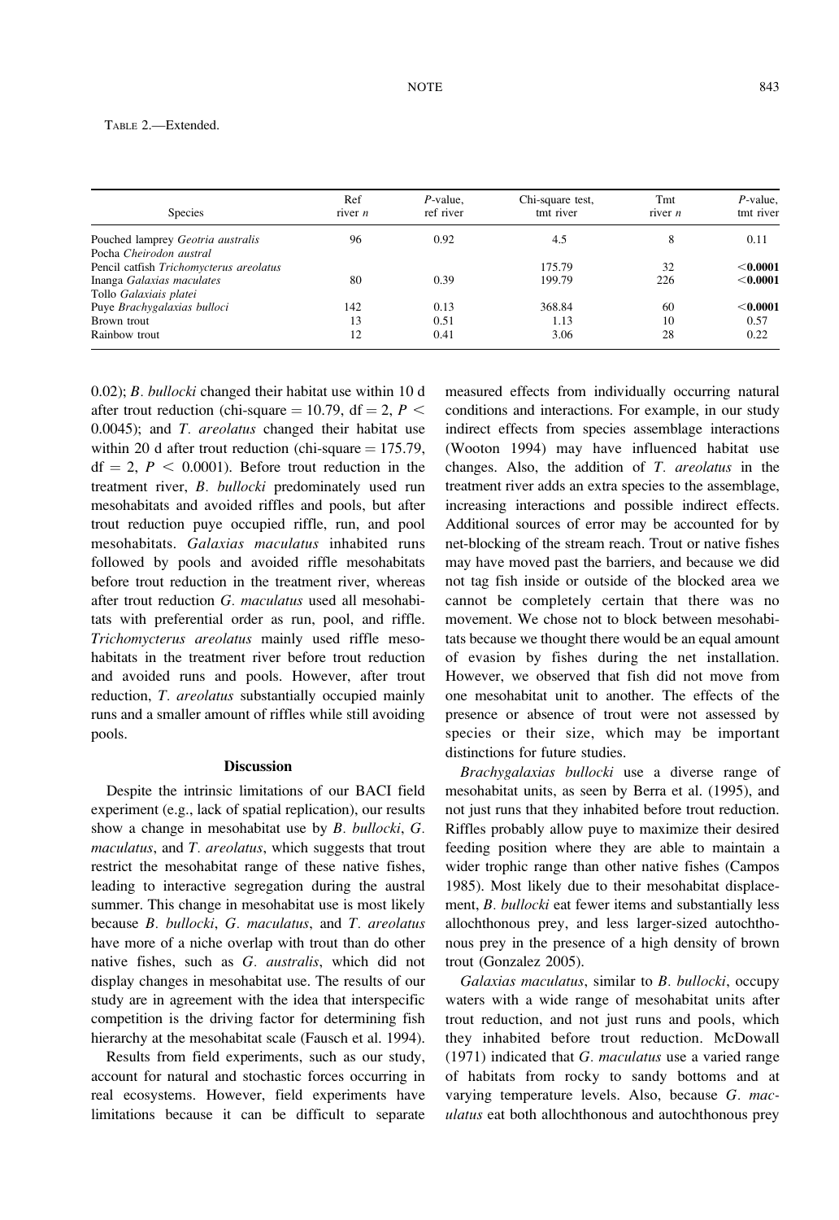TABLE 2.—Extended.

| Species | Ref river *n* | *P*-value, ref river | Chi-square test, tmt river | Tmt river *n* | *P*-value, tmt river |
|---|---|---|---|---|---|
| Pouched lamprey *Geotria australis* | 96 | 0.92 | 4.5 | 8 | 0.11 |
| Pocha *Cheirodon austral* | | | | | |
| Pencil catfish *Trichomycterus areolatus* | | | 175.79 | 32 | **<0.0001** |
| Inanga *Galaxias maculates* | 80 | 0.39 | 199.79 | 226 | **<0.0001** |
| Tollo *Galaxiais platei* | | | | | |
| Puye *Brachygalaxias bulloci* | 142 | 0.13 | 368.84 | 60 | **<0.0001** |
| Brown trout | 13 | 0.51 | 1.13 | 10 | 0.57 |
| Rainbow trout | 12 | 0.41 | 3.06 | 28 | 0.22 |

0.02); *B. bullocki* changed their habitat use within 10 d after trout reduction (chi-square = 10.79, df = 2, $P <$ 0.0045); and *T. areolatus* changed their habitat use within 20 d after trout reduction (chi-square = 175.79, df = 2, $P < 0.0001$). Before trout reduction in the treatment river, *B. bullocki* predominately used run mesohabitats and avoided riffles and pools, but after trout reduction puye occupied riffle, run, and pool mesohabitats. *Galaxias maculatus* inhabited runs followed by pools and avoided riffle mesohabitats before trout reduction in the treatment river, whereas after trout reduction *G. maculatus* used all mesohabitats with preferential order as run, pool, and riffle. *Trichomycterus areolatus* mainly used riffle mesohabitats in the treatment river before trout reduction and avoided runs and pools. However, after trout reduction, *T. areolatus* substantially occupied mainly runs and a smaller amount of riffles while still avoiding pools.

## Discussion

Despite the intrinsic limitations of our BACI field experiment (e.g., lack of spatial replication), our results show a change in mesohabitat use by *B. bullocki*, *G. maculatus*, and *T. areolatus*, which suggests that trout restrict the mesohabitat range of these native fishes, leading to interactive segregation during the austral summer. This change in mesohabitat use is most likely because *B. bullocki*, *G. maculatus*, and *T. areolatus* have more of a niche overlap with trout than do other native fishes, such as *G. australis*, which did not display changes in mesohabitat use. The results of our study are in agreement with the idea that interspecific competition is the driving factor for determining fish hierarchy at the mesohabitat scale (Fausch et al. 1994).

Results from field experiments, such as our study, account for natural and stochastic forces occurring in real ecosystems. However, field experiments have limitations because it can be difficult to separate measured effects from individually occurring natural conditions and interactions. For example, in our study indirect effects from species assemblage interactions (Wooton 1994) may have influenced habitat use changes. Also, the addition of *T. areolatus* in the treatment river adds an extra species to the assemblage, increasing interactions and possible indirect effects. Additional sources of error may be accounted for by net-blocking of the stream reach. Trout or native fishes may have moved past the barriers, and because we did not tag fish inside or outside of the blocked area we cannot be completely certain that there was no movement. We chose not to block between mesohabitats because we thought there would be an equal amount of evasion by fishes during the net installation. However, we observed that fish did not move from one mesohabitat unit to another. The effects of the presence or absence of trout were not assessed by species or their size, which may be important distinctions for future studies.

*Brachygalaxias bullocki* use a diverse range of mesohabitat units, as seen by Berra et al. (1995), and not just runs that they inhabited before trout reduction. Riffles probably allow puye to maximize their desired feeding position where they are able to maintain a wider trophic range than other native fishes (Campos 1985). Most likely due to their mesohabitat displacement, *B. bullocki* eat fewer items and substantially less allochthonous prey, and less larger-sized autochthonous prey in the presence of a high density of brown trout (Gonzalez 2005).

*Galaxias maculatus*, similar to *B. bullocki*, occupy waters with a wide range of mesohabitat units after trout reduction, and not just runs and pools, which they inhabited before trout reduction. McDowall (1971) indicated that *G. maculatus* use a varied range of habitats from rocky to sandy bottoms and at varying temperature levels. Also, because *G. maculatus* eat both allochthonous and autochthonous prey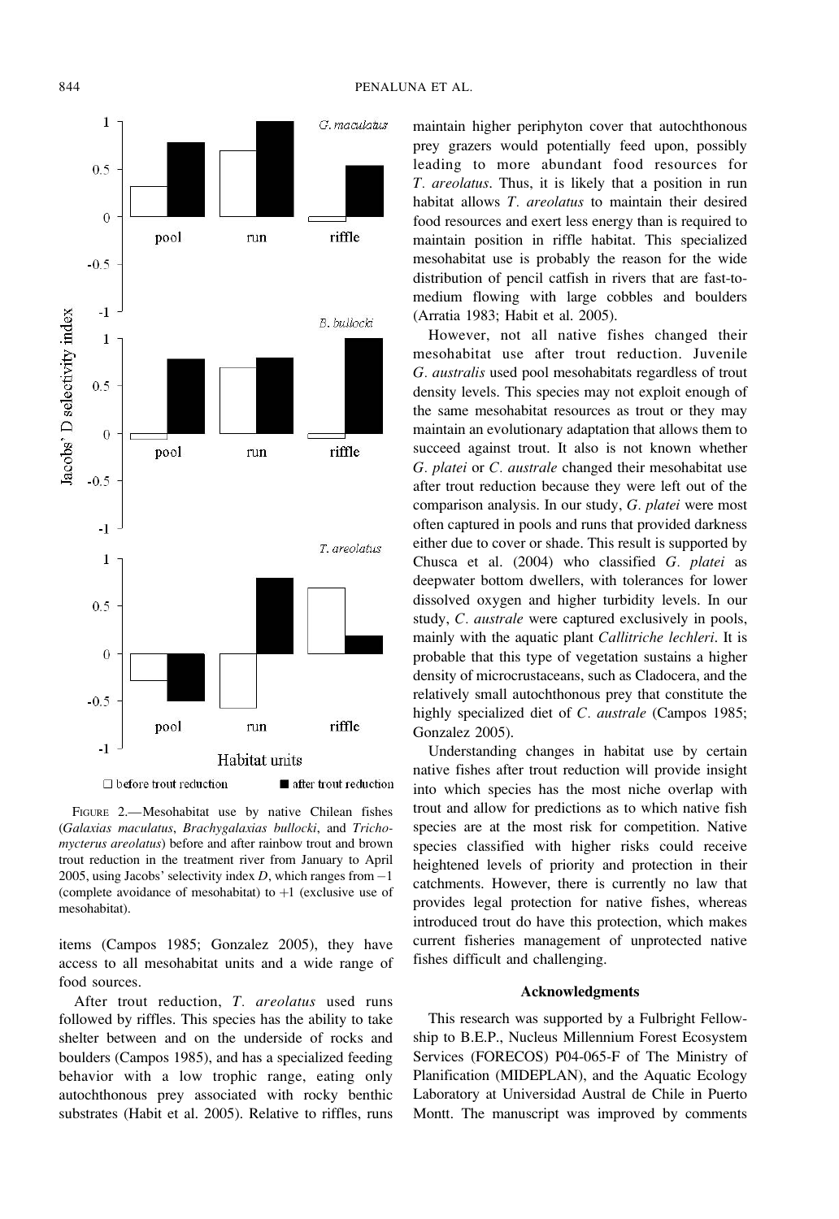G. maculatus

B. bullocki

T. areolatus

Jacobs' D selectivity index

1

0.5

0

-0.5

-1

pool

run

riffle

Habitat units

□ before trout reduction ■ after trout reduction

FIGURE 2.—Mesohabitat use by native Chilean fishes (*Galaxias maculatus*, *Brachygalaxias bullocki*, and *Trichomycterus areolatus*) before and after rainbow trout and brown trout reduction in the treatment river from January to April 2005, using Jacobs' selectivity index *D*, which ranges from −1 (complete avoidance of mesohabitat) to +1 (exclusive use of mesohabitat).

items (Campos 1985; Gonzalez 2005), they have access to all mesohabitat units and a wide range of food sources.

After trout reduction, *T. areolatus* used runs followed by riffles. This species has the ability to take shelter between and on the underside of rocks and boulders (Campos 1985), and has a specialized feeding behavior with a low trophic range, eating only autochthonous prey associated with rocky benthic substrates (Habit et al. 2005). Relative to riffles, runs maintain higher periphyton cover that autochthonous prey grazers would potentially feed upon, possibly leading to more abundant food resources for *T. areolatus*. Thus, it is likely that a position in run habitat allows *T. areolatus* to maintain their desired food resources and exert less energy than is required to maintain position in riffle habitat. This specialized mesohabitat use is probably the reason for the wide distribution of pencil catfish in rivers that are fast-to-medium flowing with large cobbles and boulders (Arratia 1983; Habit et al. 2005).

However, not all native fishes changed their mesohabitat use after trout reduction. Juvenile *G. australis* used pool mesohabitats regardless of trout density levels. This species may not exploit enough of the same mesohabitat resources as trout or they may maintain an evolutionary adaptation that allows them to succeed against trout. It also is not known whether *G. platei* or *C. australe* changed their mesohabitat use after trout reduction because they were left out of the comparison analysis. In our study, *G. platei* were most often captured in pools and runs that provided darkness either due to cover or shade. This result is supported by Chusca et al. (2004) who classified *G. platei* as deepwater bottom dwellers, with tolerances for lower dissolved oxygen and higher turbidity levels. In our study, *C. australe* were captured exclusively in pools, mainly with the aquatic plant *Callitriche lechleri*. It is probable that this type of vegetation sustains a higher density of microcrustaceans, such as Cladocera, and the relatively small autochthonous prey that constitute the highly specialized diet of *C. australe* (Campos 1985; Gonzalez 2005).

Understanding changes in habitat use by certain native fishes after trout reduction will provide insight into which species has the most niche overlap with trout and allow for predictions as to which native fish species are at the most risk for competition. Native species classified with higher risks could receive heightened levels of priority and protection in their catchments. However, there is currently no law that provides legal protection for native fishes, whereas introduced trout do have this protection, which makes current fisheries management of unprotected native fishes difficult and challenging.

## Acknowledgments

This research was supported by a Fulbright Fellowship to B.E.P., Nucleus Millennium Forest Ecosystem Services (FORECOS) P04-065-F of The Ministry of Planification (MIDEPLAN), and the Aquatic Ecology Laboratory at Universidad Austral de Chile in Puerto Montt. The manuscript was improved by comments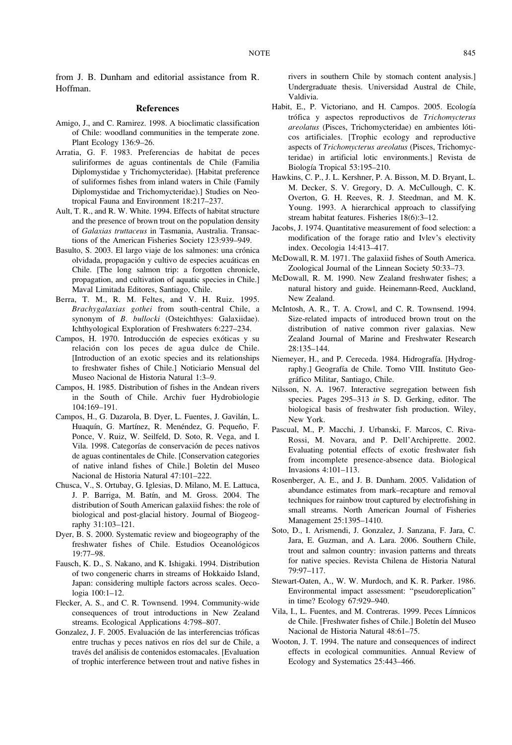from J. B. Dunham and editorial assistance from R. Hoffman.

## References

Amigo, J., and C. Ramirez. 1998. A bioclimatic classification of Chile: woodland communities in the temperate zone. Plant Ecology 136:9–26.

Arratia, G. F. 1983. Preferencias de habitat de peces suliriformes de aguas continentals de Chile (Familia Diplomystidae y Trichomycteridae). [Habitat preference of suliformes fishes from inland waters in Chile (Family Diplomystidae and Trichomycteridae).] Studies on Neotropical Fauna and Environment 18:217–237.

Ault, T. R., and R. W. White. 1994. Effects of habitat structure and the presence of brown trout on the population density of *Galaxias truttaceus* in Tasmania, Australia. Transactions of the American Fisheries Society 123:939–949.

Basulto, S. 2003. El largo viaje de los salmones: una crónica olvidada, propagación y cultivo de especies acuáticas en Chile. [The long salmon trip: a forgotten chronicle, propagation, and cultivation of aquatic species in Chile.] Maval Limitada Editores, Santiago, Chile.

Berra, T. M., R. M. Feltes, and V. H. Ruiz. 1995. *Brachygalaxias gothei* from south-central Chile, a synonym of *B. bullocki* (Osteichthyes: Galaxiidae). Ichthyological Exploration of Freshwaters 6:227–234.

Campos, H. 1970. Introducción de especies exóticas y su relación con los peces de agua dulce de Chile. [Introduction of an exotic species and its relationships to freshwater fishes of Chile.] Noticiario Mensual del Museo Nacional de Historia Natural 1:3–9.

Campos, H. 1985. Distribution of fishes in the Andean rivers in the South of Chile. Archiv fuer Hydrobiologie 104:169–191.

Campos, H., G. Dazarola, B. Dyer, L. Fuentes, J. Gavilán, L. Huaquín, G. Martínez, R. Menéndez, G. Pequeño, F. Ponce, V. Ruiz, W. Seilfeld, D. Soto, R. Vega, and I. Vila. 1998. Categorías de conservación de peces nativos de aguas continentales de Chile. [Conservation categories of native inland fishes of Chile.] Boletin del Museo Nacional de Historia Natural 47:101–222.

Chusca, V., S. Ortubay, G. Iglesias, D. Milano, M. E. Lattuca, J. P. Barriga, M. Batín, and M. Gross. 2004. The distribution of South American galaxiid fishes: the role of biological and post-glacial history. Journal of Biogeography 31:103–121.

Dyer, B. S. 2000. Systematic review and biogeography of the freshwater fishes of Chile. Estudios Oceanológicos 19:77–98.

Fausch, K. D., S. Nakano, and K. Ishigaki. 1994. Distribution of two congeneric charrs in streams of Hokkaido Island, Japan: considering multiple factors across scales. Oecologia 100:1–12.

Flecker, A. S., and C. R. Townsend. 1994. Community-wide consequences of trout introductions in New Zealand streams. Ecological Applications 4:798–807.

Gonzalez, J. F. 2005. Evaluación de las interferencias tróficas entre truchas y peces nativos en ríos del sur de Chile, a través del análisis de contenidos estomacales. [Evaluation of trophic interference between trout and native fishes in rivers in southern Chile by stomach content analysis.] Undergraduate thesis. Universidad Austral de Chile, Valdivia.

Habit, E., P. Victoriano, and H. Campos. 2005. Ecología trófica y aspectos reproductivos de *Trichomycterus areolatus* (Pisces, Trichomycteridae) en ambientes lóticos artificiales. [Trophic ecology and reproductive aspects of *Trichomycterus areolatus* (Pisces, Trichomycteridae) in artificial lotic environments.] Revista de Biología Tropical 53:195–210.

Hawkins, C. P., J. L. Kershner, P. A. Bisson, M. D. Bryant, L. M. Decker, S. V. Gregory, D. A. McCullough, C. K. Overton, G. H. Reeves, R. J. Steedman, and M. K. Young. 1993. A hierarchical approach to classifying stream habitat features. Fisheries 18(6):3–12.

Jacobs, J. 1974. Quantitative measurement of food selection: a modification of the forage ratio and Ivlev's electivity index. Oecologia 14:413–417.

McDowall, R. M. 1971. The galaxiid fishes of South America. Zoological Journal of the Linnean Society 50:33–73.

McDowall, R. M. 1990. New Zealand freshwater fishes; a natural history and guide. Heinemann-Reed, Auckland, New Zealand.

McIntosh, A. R., T. A. Crowl, and C. R. Townsend. 1994. Size-related impacts of introduced brown trout on the distribution of native common river galaxias. New Zealand Journal of Marine and Freshwater Research 28:135–144.

Niemeyer, H., and P. Cereceda. 1984. Hidrografía. [Hydrography.] Geografía de Chile. Tomo VIII. Instituto Geográfico Militar, Santiago, Chile.

Nilsson, N. A. 1967. Interactive segregation between fish species. Pages 295–313 *in* S. D. Gerking, editor. The biological basis of freshwater fish production. Wiley, New York.

Pascual, M., P. Macchi, J. Urbanski, F. Marcos, C. Riva-Rossi, M. Novara, and P. Dell'Archiprette. 2002. Evaluating potential effects of exotic freshwater fish from incomplete presence-absence data. Biological Invasions 4:101–113.

Rosenberger, A. E., and J. B. Dunham. 2005. Validation of abundance estimates from mark–recapture and removal techniques for rainbow trout captured by electrofishing in small streams. North American Journal of Fisheries Management 25:1395–1410.

Soto, D., I. Arismendi, J. Gonzalez, J. Sanzana, F. Jara, C. Jara, E. Guzman, and A. Lara. 2006. Southern Chile, trout and salmon country: invasion patterns and threats for native species. Revista Chilena de Historia Natural 79:97–117.

Stewart-Oaten, A., W. W. Murdoch, and K. R. Parker. 1986. Environmental impact assessment: "pseudoreplication" in time? Ecology 67:929–940.

Vila, I., L. Fuentes, and M. Contreras. 1999. Peces Límnicos de Chile. [Freshwater fishes of Chile.] Boletín del Museo Nacional de Historia Natural 48:61–75.

Wooton, J. T. 1994. The nature and consequences of indirect effects in ecological communities. Annual Review of Ecology and Systematics 25:443–466.